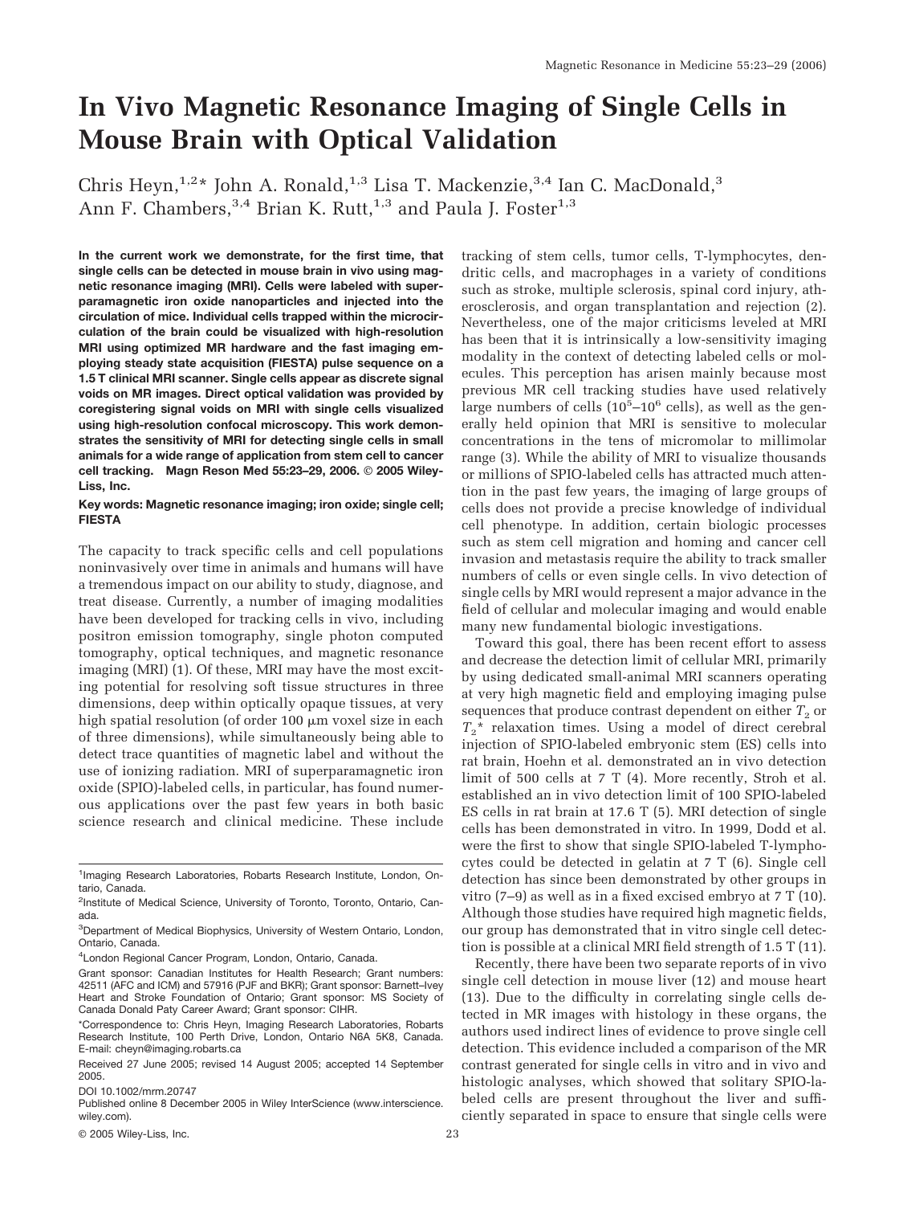# In Vivo Magnetic Resonance Imaging of Single Cells in Mouse Brain with Optical Validation

Chris Heyn,[1,2]* John A. Ronald,[1,3] Lisa T. Mackenzie,[3,4] Ian C. MacDonald,[3] Ann F. Chambers,[3,4] Brian K. Rutt,[1,3] and Paula J. Foster[1,3]

**In the current work we demonstrate, for the first time, that single cells can be detected in mouse brain in vivo using magnetic resonance imaging (MRI). Cells were labeled with superparamagnetic iron oxide nanoparticles and injected into the circulation of mice. Individual cells trapped within the microcirculation of the brain could be visualized with high-resolution MRI using optimized MR hardware and the fast imaging employing steady state acquisition (FIESTA) pulse sequence on a 1.5 T clinical MRI scanner. Single cells appear as discrete signal voids on MR images. Direct optical validation was provided by coregistering signal voids on MRI with single cells visualized using high-resolution confocal microscopy. This work demonstrates the sensitivity of MRI for detecting single cells in small animals for a wide range of application from stem cell to cancer cell tracking. Magn Reson Med 55:23–29, 2006. © 2005 Wiley-Liss, Inc.**

**Key words: Magnetic resonance imaging; iron oxide; single cell; FIESTA**

The capacity to track specific cells and cell populations noninvasively over time in animals and humans will have a tremendous impact on our ability to study, diagnose, and treat disease. Currently, a number of imaging modalities have been developed for tracking cells in vivo, including positron emission tomography, single photon computed tomography, optical techniques, and magnetic resonance imaging (MRI) (1). Of these, MRI may have the most exciting potential for resolving soft tissue structures in three dimensions, deep within optically opaque tissues, at very high spatial resolution (of order 100 μm voxel size in each of three dimensions), while simultaneously being able to detect trace quantities of magnetic label and without the use of ionizing radiation. MRI of superparamagnetic iron oxide (SPIO)-labeled cells, in particular, has found numerous applications over the past few years in both basic science research and clinical medicine. These include tracking of stem cells, tumor cells, T-lymphocytes, dendritic cells, and macrophages in a variety of conditions such as stroke, multiple sclerosis, spinal cord injury, atherosclerosis, and organ transplantation and rejection (2). Nevertheless, one of the major criticisms leveled at MRI has been that it is intrinsically a low-sensitivity imaging modality in the context of detecting labeled cells or molecules. This perception has arisen mainly because most previous MR cell tracking studies have used relatively large numbers of cells ($10^5$–$10^6$ cells), as well as the generally held opinion that MRI is sensitive to molecular concentrations in the tens of micromolar to millimolar range (3). While the ability of MRI to visualize thousands or millions of SPIO-labeled cells has attracted much attention in the past few years, the imaging of large groups of cells does not provide a precise knowledge of individual cell phenotype. In addition, certain biologic processes such as stem cell migration and homing and cancer cell invasion and metastasis require the ability to track smaller numbers of cells or even single cells. In vivo detection of single cells by MRI would represent a major advance in the field of cellular and molecular imaging and would enable many new fundamental biologic investigations.

Toward this goal, there has been recent effort to assess and decrease the detection limit of cellular MRI, primarily by using dedicated small-animal MRI scanners operating at very high magnetic field and employing imaging pulse sequences that produce contrast dependent on either $T_2$ or $T_2$* relaxation times. Using a model of direct cerebral injection of SPIO-labeled embryonic stem (ES) cells into rat brain, Hoehn et al. demonstrated an in vivo detection limit of 500 cells at 7 T (4). More recently, Stroh et al. established an in vivo detection limit of 100 SPIO-labeled ES cells in rat brain at 17.6 T (5). MRI detection of single cells has been demonstrated in vitro. In 1999, Dodd et al. were the first to show that single SPIO-labeled T-lymphocytes could be detected in gelatin at 7 T (6). Single cell detection has since been demonstrated by other groups in vitro (7–9) as well as in a fixed excised embryo at 7 T (10). Although those studies have required high magnetic fields, our group has demonstrated that in vitro single cell detection is possible at a clinical MRI field strength of 1.5 T (11).

Recently, there have been two separate reports of in vivo single cell detection in mouse liver (12) and mouse heart (13). Due to the difficulty in correlating single cells detected in MR images with histology in these organs, the authors used indirect lines of evidence to prove single cell detection. This evidence included a comparison of the MR contrast generated for single cells in vitro and in vivo and histologic analyses, which showed that solitary SPIO-labeled cells are present throughout the liver and sufficiently separated in space to ensure that single cells were

---

[1]Imaging Research Laboratories, Robarts Research Institute, London, Ontario, Canada.

[2]Institute of Medical Science, University of Toronto, Toronto, Ontario, Canada.

[3]Department of Medical Biophysics, University of Western Ontario, London, Ontario, Canada.

[4]London Regional Cancer Program, London, Ontario, Canada.

Grant sponsor: Canadian Institutes for Health Research; Grant numbers: 42511 (AFC and ICM) and 57916 (PJF and BKR); Grant sponsor: Barnett–Ivey Heart and Stroke Foundation of Ontario; Grant sponsor: MS Society of Canada Donald Paty Career Award; Grant sponsor: CIHR.

*Correspondence to: Chris Heyn, Imaging Research Laboratories, Robarts Research Institute, 100 Perth Drive, London, Ontario N6A 5K8, Canada. E-mail: cheyn@imaging.robarts.ca

Received 27 June 2005; revised 14 August 2005; accepted 14 September 2005.

DOI 10.1002/mrm.20747

Published online 8 December 2005 in Wiley InterScience (www.interscience.wiley.com).

© 2005 Wiley-Liss, Inc.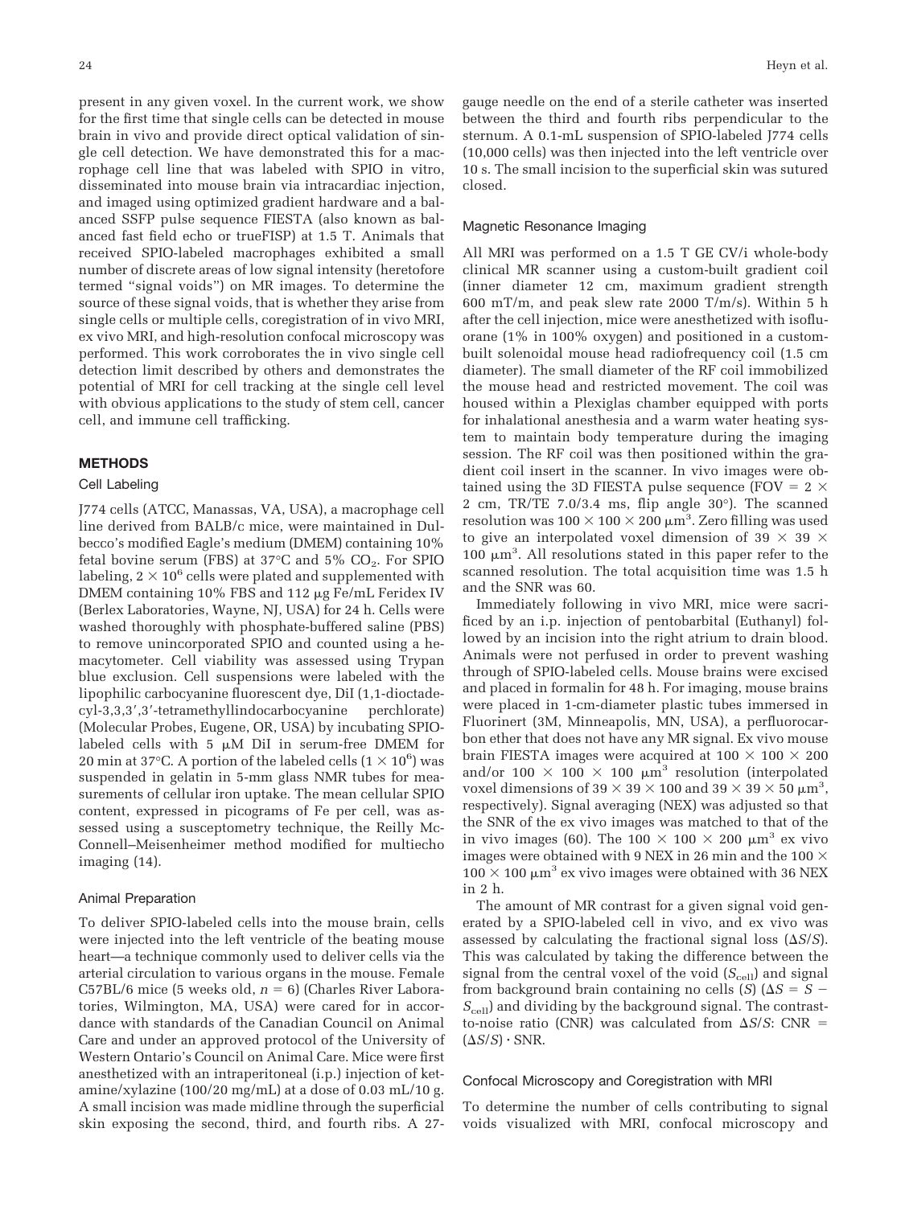present in any given voxel. In the current work, we show for the first time that single cells can be detected in mouse brain in vivo and provide direct optical validation of single cell detection. We have demonstrated this for a macrophage cell line that was labeled with SPIO in vitro, disseminated into mouse brain via intracardiac injection, and imaged using optimized gradient hardware and a balanced SSFP pulse sequence FIESTA (also known as balanced fast field echo or trueFISP) at 1.5 T. Animals that received SPIO-labeled macrophages exhibited a small number of discrete areas of low signal intensity (heretofore termed "signal voids") on MR images. To determine the source of these signal voids, that is whether they arise from single cells or multiple cells, coregistration of in vivo MRI, ex vivo MRI, and high-resolution confocal microscopy was performed. This work corroborates the in vivo single cell detection limit described by others and demonstrates the potential of MRI for cell tracking at the single cell level with obvious applications to the study of stem cell, cancer cell, and immune cell trafficking.

## METHODS

### Cell Labeling

J774 cells (ATCC, Manassas, VA, USA), a macrophage cell line derived from BALB/c mice, were maintained in Dulbecco's modified Eagle's medium (DMEM) containing 10% fetal bovine serum (FBS) at 37°C and 5% $CO_2$. For SPIO labeling, $2 \times 10^6$ cells were plated and supplemented with DMEM containing 10% FBS and 112 μg Fe/mL Feridex IV (Berlex Laboratories, Wayne, NJ, USA) for 24 h. Cells were washed thoroughly with phosphate-buffered saline (PBS) to remove unincorporated SPIO and counted using a hemacytometer. Cell viability was assessed using Trypan blue exclusion. Cell suspensions were labeled with the lipophilic carbocyanine fluorescent dye, DiI (1,1-dioctadecyl-3,3,3′,3′-tetramethyllindocarbocyanine perchlorate) (Molecular Probes, Eugene, OR, USA) by incubating SPIO-labeled cells with 5 μM DiI in serum-free DMEM for 20 min at 37°C. A portion of the labeled cells ($1 \times 10^6$) was suspended in gelatin in 5-mm glass NMR tubes for measurements of cellular iron uptake. The mean cellular SPIO content, expressed in picograms of Fe per cell, was assessed using a susceptometry technique, the Reilly McConnell–Meisenheimer method modified for multiecho imaging (14).

### Animal Preparation

To deliver SPIO-labeled cells into the mouse brain, cells were injected into the left ventricle of the beating mouse heart—a technique commonly used to deliver cells via the arterial circulation to various organs in the mouse. Female C57BL/6 mice (5 weeks old, $n = 6$) (Charles River Laboratories, Wilmington, MA, USA) were cared for in accordance with standards of the Canadian Council on Animal Care and under an approved protocol of the University of Western Ontario's Council on Animal Care. Mice were first anesthetized with an intraperitoneal (i.p.) injection of ketamine/xylazine (100/20 mg/mL) at a dose of 0.03 mL/10 g. A small incision was made midline through the superficial skin exposing the second, third, and fourth ribs. A 27-gauge needle on the end of a sterile catheter was inserted between the third and fourth ribs perpendicular to the sternum. A 0.1-mL suspension of SPIO-labeled J774 cells (10,000 cells) was then injected into the left ventricle over 10 s. The small incision to the superficial skin was sutured closed.

### Magnetic Resonance Imaging

All MRI was performed on a 1.5 T GE CV/i whole-body clinical MR scanner using a custom-built gradient coil (inner diameter 12 cm, maximum gradient strength 600 mT/m, and peak slew rate 2000 T/m/s). Within 5 h after the cell injection, mice were anesthetized with isoflurane (1% in 100% oxygen) and positioned in a custom-built solenoidal mouse head radiofrequency coil (1.5 cm diameter). The small diameter of the RF coil immobilized the mouse head and restricted movement. The coil was housed within a Plexiglas chamber equipped with ports for inhalational anesthesia and a warm water heating system to maintain body temperature during the imaging session. The RF coil was then positioned within the gradient coil insert in the scanner. In vivo images were obtained using the 3D FIESTA pulse sequence (FOV = $2 \times 2$ cm, TR/TE 7.0/3.4 ms, flip angle 30°). The scanned resolution was $100 \times 100 \times 200$ $\mu m^3$. Zero filling was used to give an interpolated voxel dimension of $39 \times 39 \times 100$ $\mu m^3$. All resolutions stated in this paper refer to the scanned resolution. The total acquisition time was 1.5 h and the SNR was 60.

Immediately following in vivo MRI, mice were sacrificed by an i.p. injection of pentobarbital (Euthanyl) followed by an incision into the right atrium to drain blood. Animals were not perfused in order to prevent washing through of SPIO-labeled cells. Mouse brains were excised and placed in formalin for 48 h. For imaging, mouse brains were placed in 1-cm-diameter plastic tubes immersed in Fluorinert (3M, Minneapolis, MN, USA), a perfluorocarbon ether that does not have any MR signal. Ex vivo mouse brain FIESTA images were acquired at $100 \times 100 \times 200$ and/or $100 \times 100 \times 100$ $\mu m^3$ resolution (interpolated voxel dimensions of $39 \times 39 \times 100$ and $39 \times 39 \times 50$ $\mu m^3$, respectively). Signal averaging (NEX) was adjusted so that the SNR of the ex vivo images was matched to that of the in vivo images (60). The $100 \times 100 \times 200$ $\mu m^3$ ex vivo images were obtained with 9 NEX in 26 min and the $100 \times 100 \times 100$ $\mu m^3$ ex vivo images were obtained with 36 NEX in 2 h.

The amount of MR contrast for a given signal void generated by a SPIO-labeled cell in vivo, and ex vivo was assessed by calculating the fractional signal loss ($\Delta S/S$). This was calculated by taking the difference between the signal from the central voxel of the void ($S_{cell}$) and signal from background brain containing no cells ($S$) ($\Delta S = S - S_{cell}$) and dividing by the background signal. The contrast-to-noise ratio (CNR) was calculated from $\Delta S/S$: CNR = $(\Delta S/S) \cdot \text{SNR}$.

### Confocal Microscopy and Coregistration with MRI

To determine the number of cells contributing to signal voids visualized with MRI, confocal microscopy and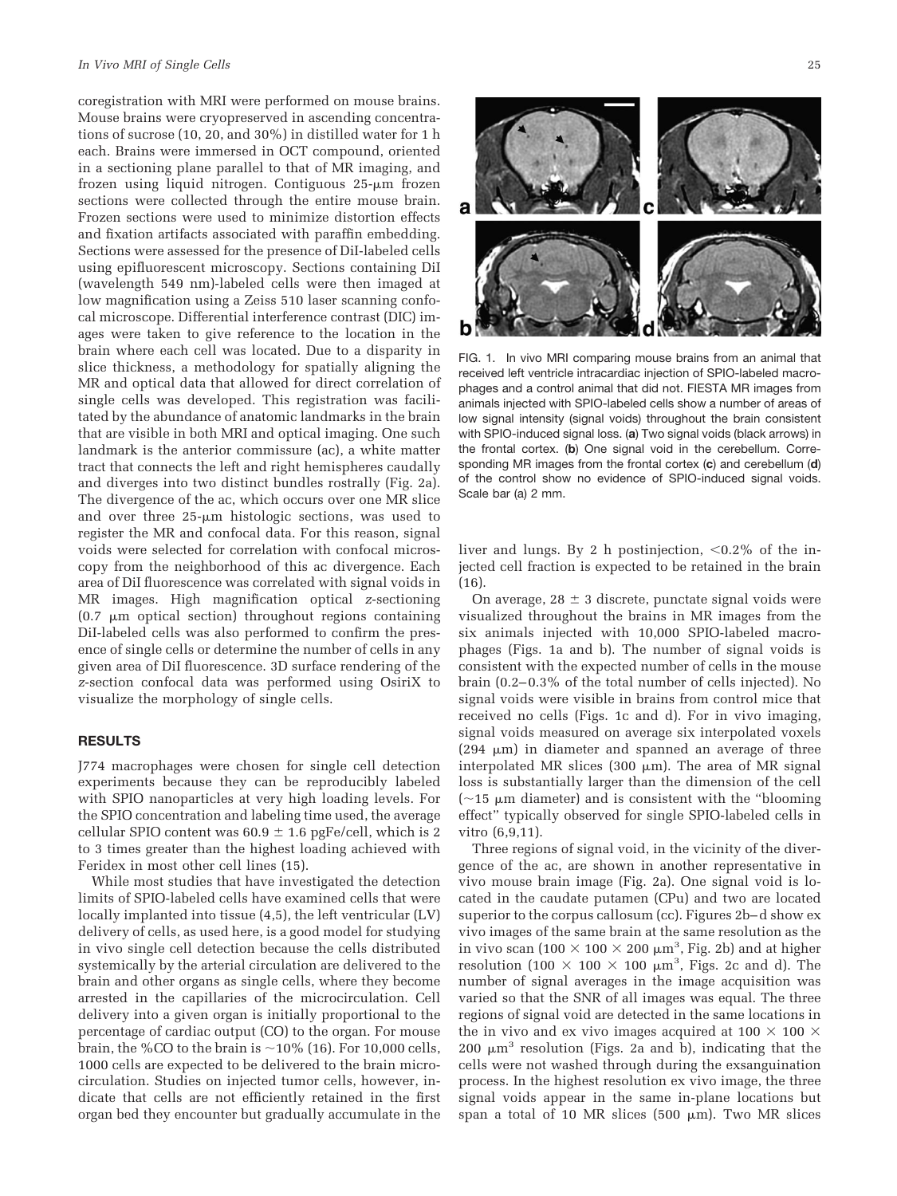coregistration with MRI were performed on mouse brains. Mouse brains were cryopreserved in ascending concentrations of sucrose (10, 20, and 30%) in distilled water for 1 h each. Brains were immersed in OCT compound, oriented in a sectioning plane parallel to that of MR imaging, and frozen using liquid nitrogen. Contiguous 25-μm frozen sections were collected through the entire mouse brain. Frozen sections were used to minimize distortion effects and fixation artifacts associated with paraffin embedding. Sections were assessed for the presence of DiI-labeled cells using epifluorescent microscopy. Sections containing DiI (wavelength 549 nm)-labeled cells were then imaged at low magnification using a Zeiss 510 laser scanning confocal microscope. Differential interference contrast (DIC) images were taken to give reference to the location in the brain where each cell was located. Due to a disparity in slice thickness, a methodology for spatially aligning the MR and optical data that allowed for direct correlation of single cells was developed. This registration was facilitated by the abundance of anatomic landmarks in the brain that are visible in both MRI and optical imaging. One such landmark is the anterior commissure (ac), a white matter tract that connects the left and right hemispheres caudally and diverges into two distinct bundles rostrally (Fig. 2a). The divergence of the ac, which occurs over one MR slice and over three 25-μm histologic sections, was used to register the MR and confocal data. For this reason, signal voids were selected for correlation with confocal microscopy from the neighborhood of this ac divergence. Each area of DiI fluorescence was correlated with signal voids in MR images. High magnification optical z-sectioning (0.7 μm optical section) throughout regions containing DiI-labeled cells was also performed to confirm the presence of single cells or determine the number of cells in any given area of DiI fluorescence. 3D surface rendering of the z-section confocal data was performed using OsiriX to visualize the morphology of single cells.

## RESULTS

J774 macrophages were chosen for single cell detection experiments because they can be reproducibly labeled with SPIO nanoparticles at very high loading levels. For the SPIO concentration and labeling time used, the average cellular SPIO content was 60.9 ± 1.6 pgFe/cell, which is 2 to 3 times greater than the highest loading achieved with Feridex in most other cell lines (15).

While most studies that have investigated the detection limits of SPIO-labeled cells have examined cells that were locally implanted into tissue (4,5), the left ventricular (LV) delivery of cells, as used here, is a good model for studying in vivo single cell detection because the cells distributed systemically by the arterial circulation are delivered to the brain and other organs as single cells, where they become arrested in the capillaries of the microcirculation. Cell delivery into a given organ is initially proportional to the percentage of cardiac output (CO) to the organ. For mouse brain, the %CO to the brain is ~10% (16). For 10,000 cells, 1000 cells are expected to be delivered to the brain microcirculation. Studies on injected tumor cells, however, indicate that cells are not efficiently retained in the first organ bed they encounter but gradually accumulate in the liver and lungs. By 2 h postinjection, <0.2% of the injected cell fraction is expected to be retained in the brain (16).

FIG. 1. In vivo MRI comparing mouse brains from an animal that received left ventricle intracardiac injection of SPIO-labeled macrophages and a control animal that did not. FIESTA MR images from animals injected with SPIO-labeled cells show a number of areas of low signal intensity (signal voids) throughout the brain consistent with SPIO-induced signal loss. (**a**) Two signal voids (black arrows) in the frontal cortex. (**b**) One signal void in the cerebellum. Corresponding MR images from the frontal cortex (**c**) and cerebellum (**d**) of the control show no evidence of SPIO-induced signal voids. Scale bar (a) 2 mm.

On average, 28 ± 3 discrete, punctate signal voids were visualized throughout the brains in MR images from the six animals injected with 10,000 SPIO-labeled macrophages (Figs. 1a and b). The number of signal voids is consistent with the expected number of cells in the mouse brain (0.2–0.3% of the total number of cells injected). No signal voids were visible in brains from control mice that received no cells (Figs. 1c and d). For in vivo imaging, signal voids measured on average six interpolated voxels (294 μm) in diameter and spanned an average of three interpolated MR slices (300 μm). The area of MR signal loss is substantially larger than the dimension of the cell (~15 μm diameter) and is consistent with the "blooming effect" typically observed for single SPIO-labeled cells in vitro (6,9,11).

Three regions of signal void, in the vicinity of the divergence of the ac, are shown in another representative in vivo mouse brain image (Fig. 2a). One signal void is located in the caudate putamen (CPu) and two are located superior to the corpus callosum (cc). Figures 2b–d show ex vivo images of the same brain at the same resolution as the in vivo scan ($100 \times 100 \times 200$ $\mu m^3$, Fig. 2b) and at higher resolution ($100 \times 100 \times 100$ $\mu m^3$, Figs. 2c and d). The number of signal averages in the image acquisition was varied so that the SNR of all images was equal. The three regions of signal void are detected in the same locations in the in vivo and ex vivo images acquired at $100 \times 100 \times 200$ $\mu m^3$ resolution (Figs. 2a and b), indicating that the cells were not washed through during the exsanguination process. In the highest resolution ex vivo image, the three signal voids appear in the same in-plane locations but span a total of 10 MR slices (500 μm). Two MR slices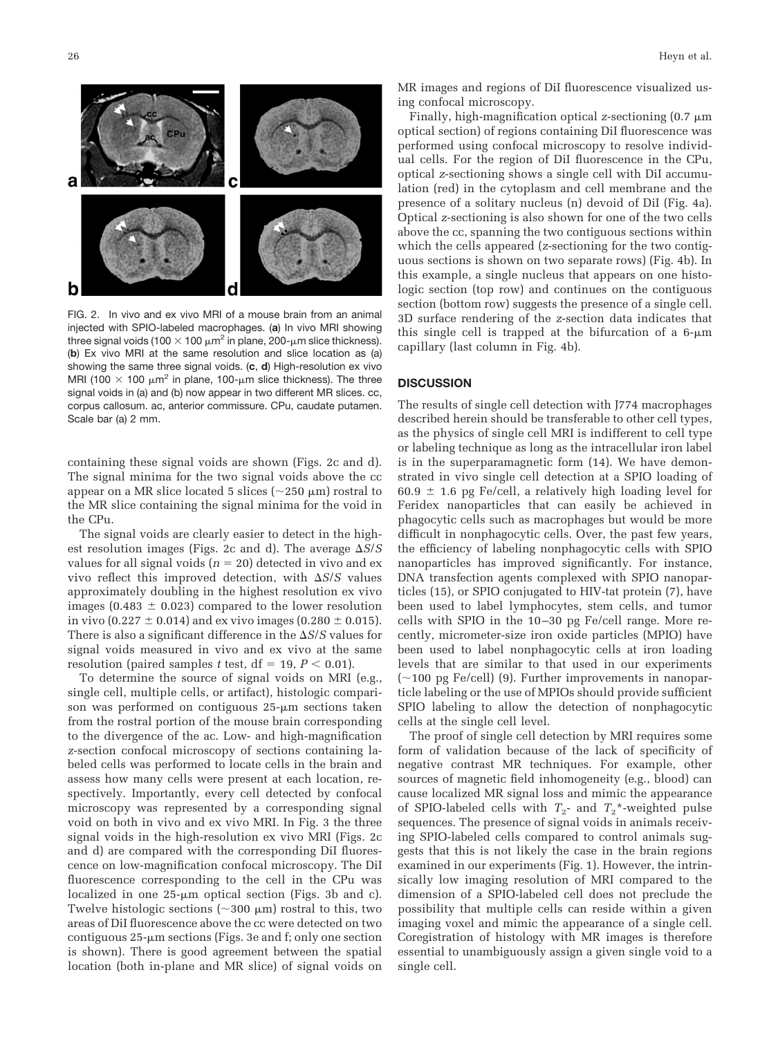FIG. 2. In vivo and ex vivo MRI of a mouse brain from an animal injected with SPIO-labeled macrophages. (**a**) In vivo MRI showing three signal voids (100 × 100 μm$^2$ in plane, 200-μm slice thickness). (**b**) Ex vivo MRI at the same resolution and slice location as (a) showing the same three signal voids. (**c**, **d**) High-resolution ex vivo MRI (100 × 100 μm$^2$ in plane, 100-μm slice thickness). The three signal voids in (a) and (b) now appear in two different MR slices. cc, corpus callosum. ac, anterior commissure. CPu, caudate putamen. Scale bar (a) 2 mm.

containing these signal voids are shown (Figs. 2c and d). The signal minima for the two signal voids above the cc appear on a MR slice located 5 slices (~250 μm) rostral to the MR slice containing the signal minima for the void in the CPu.

The signal voids are clearly easier to detect in the highest resolution images (Figs. 2c and d). The average $\Delta S/S$ values for all signal voids ($n = 20$) detected in vivo and ex vivo reflect this improved detection, with $\Delta S/S$ values approximately doubling in the highest resolution ex vivo images (0.483 ± 0.023) compared to the lower resolution in vivo (0.227 ± 0.014) and ex vivo images (0.280 ± 0.015). There is also a significant difference in the $\Delta S/S$ values for signal voids measured in vivo and ex vivo at the same resolution (paired samples $t$ test, df = 19, $P < 0.01$).

To determine the source of signal voids on MRI (e.g., single cell, multiple cells, or artifact), histologic comparison was performed on contiguous 25-μm sections taken from the rostral portion of the mouse brain corresponding to the divergence of the ac. Low- and high-magnification $z$-section confocal microscopy of sections containing labeled cells was performed to locate cells in the brain and assess how many cells were present at each location, respectively. Importantly, every cell detected by confocal microscopy was represented by a corresponding signal void on both in vivo and ex vivo MRI. In Fig. 3 the three signal voids in the high-resolution ex vivo MRI (Figs. 2c and d) are compared with the corresponding DiI fluorescence on low-magnification confocal microscopy. The DiI fluorescence corresponding to the cell in the CPu was localized in one 25-μm optical section (Figs. 3b and c). Twelve histologic sections (~300 μm) rostral to this, two areas of DiI fluorescence above the cc were detected on two contiguous 25-μm sections (Figs. 3e and f; only one section is shown). There is good agreement between the spatial location (both in-plane and MR slice) of signal voids on MR images and regions of DiI fluorescence visualized using confocal microscopy.

Finally, high-magnification optical $z$-sectioning (0.7 μm optical section) of regions containing DiI fluorescence was performed using confocal microscopy to resolve individual cells. For the region of DiI fluorescence in the CPu, optical $z$-sectioning shows a single cell with DiI accumulation (red) in the cytoplasm and cell membrane and the presence of a solitary nucleus (n) devoid of DiI (Fig. 4a). Optical $z$-sectioning is also shown for one of the two cells above the cc, spanning the two contiguous sections within which the cells appeared ($z$-sectioning for the two contiguous sections is shown on two separate rows) (Fig. 4b). In this example, a single nucleus that appears on one histologic section (top row) and continues on the contiguous section (bottom row) suggests the presence of a single cell. 3D surface rendering of the $z$-section data indicates that this single cell is trapped at the bifurcation of a 6-μm capillary (last column in Fig. 4b).

## DISCUSSION

The results of single cell detection with J774 macrophages described herein should be transferable to other cell types, as the physics of single cell MRI is indifferent to cell type or labeling technique as long as the intracellular iron label is in the superparamagnetic form (14). We have demonstrated in vivo single cell detection at a SPIO loading of 60.9 ± 1.6 pg Fe/cell, a relatively high loading level for Feridex nanoparticles that can easily be achieved in phagocytic cells such as macrophages but would be more difficult in nonphagocytic cells. Over, the past few years, the efficiency of labeling nonphagocytic cells with SPIO nanoparticles has improved significantly. For instance, DNA transfection agents complexed with SPIO nanoparticles (15), or SPIO conjugated to HIV-tat protein (7), have been used to label lymphocytes, stem cells, and tumor cells with SPIO in the 10–30 pg Fe/cell range. More recently, micrometer-size iron oxide particles (MPIO) have been used to label nonphagocytic cells at iron loading levels that are similar to that used in our experiments (~100 pg Fe/cell) (9). Further improvements in nanoparticle labeling or the use of MPIOs should provide sufficient SPIO labeling to allow the detection of nonphagocytic cells at the single cell level.

The proof of single cell detection by MRI requires some form of validation because of the lack of specificity of negative contrast MR techniques. For example, other sources of magnetic field inhomogeneity (e.g., blood) can cause localized MR signal loss and mimic the appearance of SPIO-labeled cells with $T_2$- and $T_2$*-weighted pulse sequences. The presence of signal voids in animals receiving SPIO-labeled cells compared to control animals suggests that this is not likely the case in the brain regions examined in our experiments (Fig. 1). However, the intrinsically low imaging resolution of MRI compared to the dimension of a SPIO-labeled cell does not preclude the possibility that multiple cells can reside within a given imaging voxel and mimic the appearance of a single cell. Coregistration of histology with MR images is therefore essential to unambiguously assign a given single void to a single cell.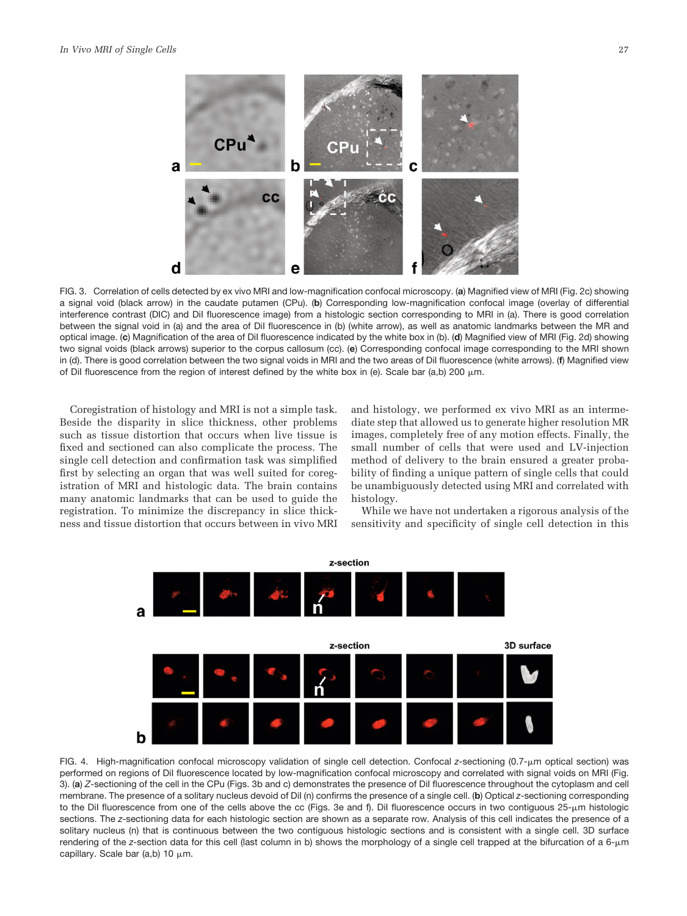a CPu

b CPu

c

d cc

e cc

f

FIG. 3. Correlation of cells detected by ex vivo MRI and low-magnification confocal microscopy. (**a**) Magnified view of MRI (Fig. 2c) showing a signal void (black arrow) in the caudate putamen (CPu). (**b**) Corresponding low-magnification confocal image (overlay of differential interference contrast (DIC) and DiI fluorescence image) from a histologic section corresponding to MRI in (a). There is good correlation between the signal void in (a) and the area of DiI fluorescence in (b) (white arrow), as well as anatomic landmarks between the MR and optical image. (**c**) Magnification of the area of DiI fluorescence indicated by the white box in (b). (**d**) Magnified view of MRI (Fig. 2d) showing two signal voids (black arrows) superior to the corpus callosum (cc). (**e**) Corresponding confocal image corresponding to the MRI shown in (d). There is good correlation between the two signal voids in MRI and the two areas of DiI fluorescence (white arrows). (**f**) Magnified view of DiI fluorescence from the region of interest defined by the white box in (e). Scale bar (a,b) 200 μm.

Coregistration of histology and MRI is not a simple task. Beside the disparity in slice thickness, other problems such as tissue distortion that occurs when live tissue is fixed and sectioned can also complicate the process. The single cell detection and confirmation task was simplified first by selecting an organ that was well suited for coregistration of MRI and histologic data. The brain contains many anatomic landmarks that can be used to guide the registration. To minimize the discrepancy in slice thickness and tissue distortion that occurs between in vivo MRI and histology, we performed ex vivo MRI as an intermediate step that allowed us to generate higher resolution MR images, completely free of any motion effects. Finally, the small number of cells that were used and LV-injection method of delivery to the brain ensured a greater probability of finding a unique pattern of single cells that could be unambiguously detected using MRI and correlated with histology.

While we have not undertaken a rigorous analysis of the sensitivity and specificity of single cell detection in this

z-section

a

n

z-section

3D surface

n

b

FIG. 4. High-magnification confocal microscopy validation of single cell detection. Confocal *z*-sectioning (0.7-μm optical section) was performed on regions of DiI fluorescence located by low-magnification confocal microscopy and correlated with signal voids on MRI (Fig. 3). (**a**) *Z*-sectioning of the cell in the CPu (Figs. 3b and c) demonstrates the presence of DiI fluorescence throughout the cytoplasm and cell membrane. The presence of a solitary nucleus devoid of DiI (n) confirms the presence of a single cell. (**b**) Optical *z*-sectioning corresponding to the DiI fluorescence from one of the cells above the cc (Figs. 3e and f). DiI fluorescence occurs in two contiguous 25-μm histologic sections. The *z*-sectioning data for each histologic section are shown as a separate row. Analysis of this cell indicates the presence of a solitary nucleus (n) that is continuous between the two contiguous histologic sections and is consistent with a single cell. 3D surface rendering of the *z*-section data for this cell (last column in b) shows the morphology of a single cell trapped at the bifurcation of a 6-μm capillary. Scale bar (a,b) 10 μm.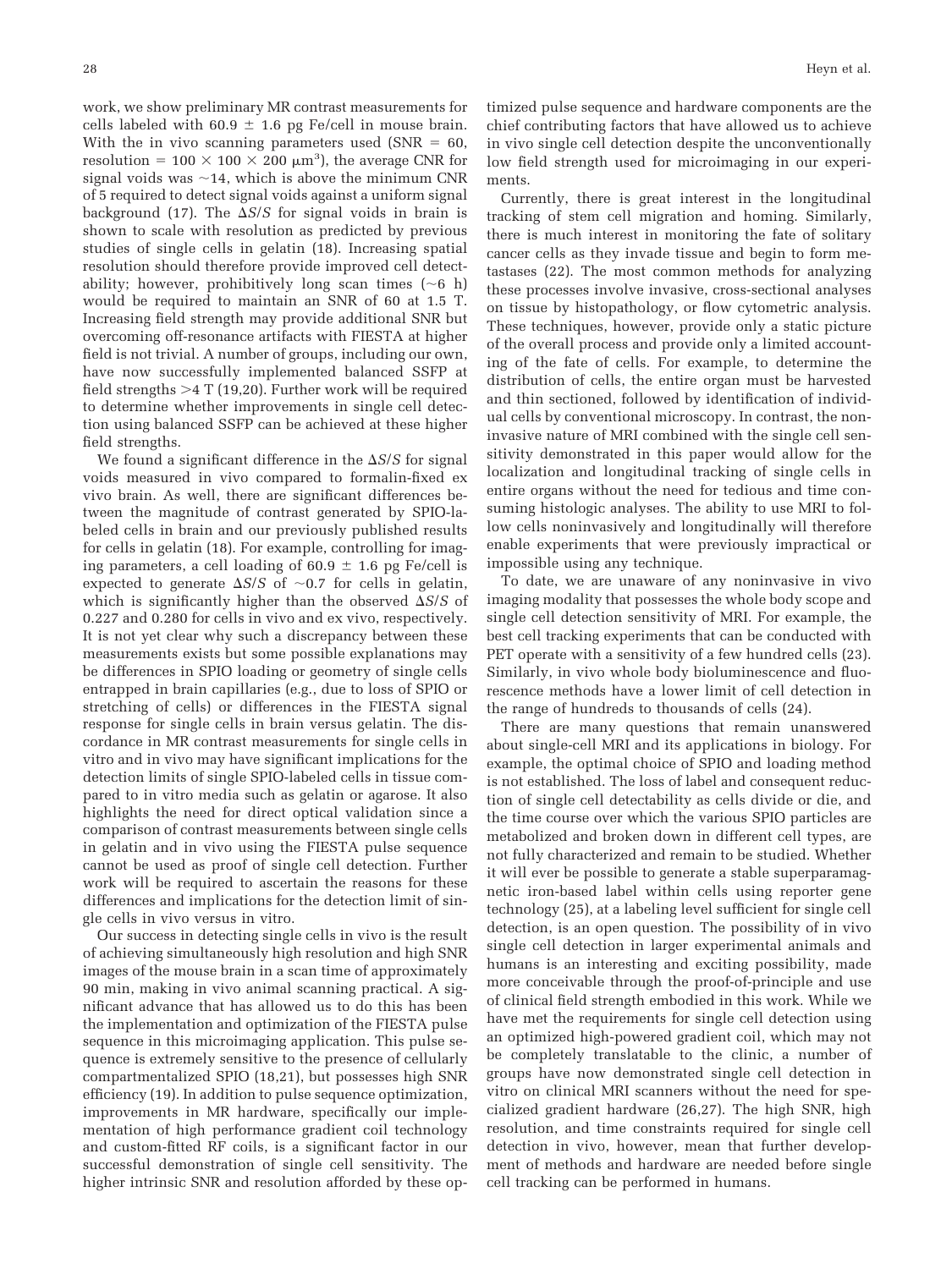work, we show preliminary MR contrast measurements for cells labeled with 60.9 ± 1.6 pg Fe/cell in mouse brain. With the in vivo scanning parameters used (SNR = 60, resolution = 100 × 100 × 200 μm$^3$), the average CNR for signal voids was ~14, which is above the minimum CNR of 5 required to detect signal voids against a uniform signal background (17). The $\Delta S/S$ for signal voids in brain is shown to scale with resolution as predicted by previous studies of single cells in gelatin (18). Increasing spatial resolution should therefore provide improved cell detectability; however, prohibitively long scan times (~6 h) would be required to maintain an SNR of 60 at 1.5 T. Increasing field strength may provide additional SNR but overcoming off-resonance artifacts with FIESTA at higher field is not trivial. A number of groups, including our own, have now successfully implemented balanced SSFP at field strengths >4 T (19,20). Further work will be required to determine whether improvements in single cell detection using balanced SSFP can be achieved at these higher field strengths.

We found a significant difference in the $\Delta S/S$ for signal voids measured in vivo compared to formalin-fixed ex vivo brain. As well, there are significant differences between the magnitude of contrast generated by SPIO-labeled cells in brain and our previously published results for cells in gelatin (18). For example, controlling for imaging parameters, a cell loading of 60.9 ± 1.6 pg Fe/cell is expected to generate $\Delta S/S$ of ~0.7 for cells in gelatin, which is significantly higher than the observed $\Delta S/S$ of 0.227 and 0.280 for cells in vivo and ex vivo, respectively. It is not yet clear why such a discrepancy between these measurements exists but some possible explanations may be differences in SPIO loading or geometry of single cells entrapped in brain capillaries (e.g., due to loss of SPIO or stretching of cells) or differences in the FIESTA signal response for single cells in brain versus gelatin. The discordance in MR contrast measurements for single cells in vitro and in vivo may have significant implications for the detection limits of single SPIO-labeled cells in tissue compared to in vitro media such as gelatin or agarose. It also highlights the need for direct optical validation since a comparison of contrast measurements between single cells in gelatin and in vivo using the FIESTA pulse sequence cannot be used as proof of single cell detection. Further work will be required to ascertain the reasons for these differences and implications for the detection limit of single cells in vivo versus in vitro.

Our success in detecting single cells in vivo is the result of achieving simultaneously high resolution and high SNR images of the mouse brain in a scan time of approximately 90 min, making in vivo animal scanning practical. A significant advance that has allowed us to do this has been the implementation and optimization of the FIESTA pulse sequence in this microimaging application. This pulse sequence is extremely sensitive to the presence of cellularly compartmentalized SPIO (18,21), but possesses high SNR efficiency (19). In addition to pulse sequence optimization, improvements in MR hardware, specifically our implementation of high performance gradient coil technology and custom-fitted RF coils, is a significant factor in our successful demonstration of single cell sensitivity. The higher intrinsic SNR and resolution afforded by these optimized pulse sequence and hardware components are the chief contributing factors that have allowed us to achieve in vivo single cell detection despite the unconventionally low field strength used for microimaging in our experiments.

Currently, there is great interest in the longitudinal tracking of stem cell migration and homing. Similarly, there is much interest in monitoring the fate of solitary cancer cells as they invade tissue and begin to form metastases (22). The most common methods for analyzing these processes involve invasive, cross-sectional analyses on tissue by histopathology, or flow cytometric analysis. These techniques, however, provide only a static picture of the overall process and provide only a limited accounting of the fate of cells. For example, to determine the distribution of cells, the entire organ must be harvested and thin sectioned, followed by identification of individual cells by conventional microscopy. In contrast, the noninvasive nature of MRI combined with the single cell sensitivity demonstrated in this paper would allow for the localization and longitudinal tracking of single cells in entire organs without the need for tedious and time consuming histologic analyses. The ability to use MRI to follow cells noninvasively and longitudinally will therefore enable experiments that were previously impractical or impossible using any technique.

To date, we are unaware of any noninvasive in vivo imaging modality that possesses the whole body scope and single cell detection sensitivity of MRI. For example, the best cell tracking experiments that can be conducted with PET operate with a sensitivity of a few hundred cells (23). Similarly, in vivo whole body bioluminescence and fluorescence methods have a lower limit of cell detection in the range of hundreds to thousands of cells (24).

There are many questions that remain unanswered about single-cell MRI and its applications in biology. For example, the optimal choice of SPIO and loading method is not established. The loss of label and consequent reduction of single cell detectability as cells divide or die, and the time course over which the various SPIO particles are metabolized and broken down in different cell types, are not fully characterized and remain to be studied. Whether it will ever be possible to generate a stable superparamagnetic iron-based label within cells using reporter gene technology (25), at a labeling level sufficient for single cell detection, is an open question. The possibility of in vivo single cell detection in larger experimental animals and humans is an interesting and exciting possibility, made more conceivable through the proof-of-principle and use of clinical field strength embodied in this work. While we have met the requirements for single cell detection using an optimized high-powered gradient coil, which may not be completely translatable to the clinic, a number of groups have now demonstrated single cell detection in vitro on clinical MRI scanners without the need for specialized gradient hardware (26,27). The high SNR, high resolution, and time constraints required for single cell detection in vivo, however, mean that further development of methods and hardware are needed before single cell tracking can be performed in humans.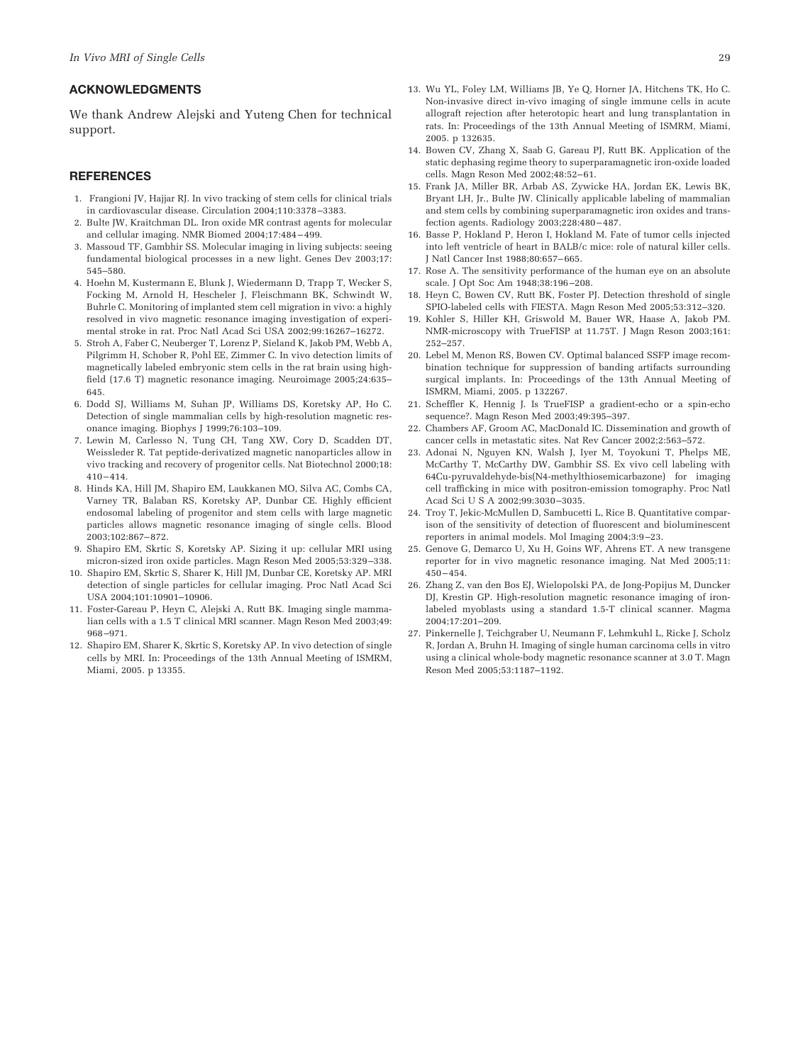## ACKNOWLEDGMENTS

We thank Andrew Alejski and Yuteng Chen for technical support.

## REFERENCES

1. Frangioni JV, Hajjar RJ. In vivo tracking of stem cells for clinical trials in cardiovascular disease. Circulation 2004;110:3378–3383.
2. Bulte JW, Kraitchman DL. Iron oxide MR contrast agents for molecular and cellular imaging. NMR Biomed 2004;17:484–499.
3. Massoud TF, Gambhir SS. Molecular imaging in living subjects: seeing fundamental biological processes in a new light. Genes Dev 2003;17: 545–580.
4. Hoehn M, Kustermann E, Blunk J, Wiedermann D, Trapp T, Wecker S, Focking M, Arnold H, Hescheler J, Fleischmann BK, Schwindt W, Buhrle C. Monitoring of implanted stem cell migration in vivo: a highly resolved in vivo magnetic resonance imaging investigation of experimental stroke in rat. Proc Natl Acad Sci USA 2002;99:16267–16272.
5. Stroh A, Faber C, Neuberger T, Lorenz P, Sieland K, Jakob PM, Webb A, Pilgrimm H, Schober R, Pohl EE, Zimmer C. In vivo detection limits of magnetically labeled embryonic stem cells in the rat brain using high-field (17.6 T) magnetic resonance imaging. Neuroimage 2005;24:635–645.
6. Dodd SJ, Williams M, Suhan JP, Williams DS, Koretsky AP, Ho C. Detection of single mammalian cells by high-resolution magnetic resonance imaging. Biophys J 1999;76:103–109.
7. Lewin M, Carlesso N, Tung CH, Tang XW, Cory D, Scadden DT, Weissleder R. Tat peptide-derivatized magnetic nanoparticles allow in vivo tracking and recovery of progenitor cells. Nat Biotechnol 2000;18: 410–414.
8. Hinds KA, Hill JM, Shapiro EM, Laukkanen MO, Silva AC, Combs CA, Varney TR, Balaban RS, Koretsky AP, Dunbar CE. Highly efficient endosomal labeling of progenitor and stem cells with large magnetic particles allows magnetic resonance imaging of single cells. Blood 2003;102:867–872.
9. Shapiro EM, Skrtic S, Koretsky AP. Sizing it up: cellular MRI using micron-sized iron oxide particles. Magn Reson Med 2005;53:329–338.
10. Shapiro EM, Skrtic S, Sharer K, Hill JM, Dunbar CE, Koretsky AP. MRI detection of single particles for cellular imaging. Proc Natl Acad Sci USA 2004;101:10901–10906.
11. Foster-Gareau P, Heyn C, Alejski A, Rutt BK. Imaging single mammalian cells with a 1.5 T clinical MRI scanner. Magn Reson Med 2003;49: 968–971.
12. Shapiro EM, Sharer K, Skrtic S, Koretsky AP. In vivo detection of single cells by MRI. In: Proceedings of the 13th Annual Meeting of ISMRM, Miami, 2005. p 13355.
13. Wu YL, Foley LM, Williams JB, Ye Q, Horner JA, Hitchens TK, Ho C. Non-invasive direct in-vivo imaging of single immune cells in acute allograft rejection after heterotopic heart and lung transplantation in rats. In: Proceedings of the 13th Annual Meeting of ISMRM, Miami, 2005. p 132635.
14. Bowen CV, Zhang X, Saab G, Gareau PJ, Rutt BK. Application of the static dephasing regime theory to superparamagnetic iron-oxide loaded cells. Magn Reson Med 2002;48:52–61.
15. Frank JA, Miller BR, Arbab AS, Zywicke HA, Jordan EK, Lewis BK, Bryant LH, Jr., Bulte JW. Clinically applicable labeling of mammalian and stem cells by combining superparamagnetic iron oxides and transfection agents. Radiology 2003;228:480–487.
16. Basse P, Hokland P, Heron I, Hokland M. Fate of tumor cells injected into left ventricle of heart in BALB/c mice: role of natural killer cells. J Natl Cancer Inst 1988;80:657–665.
17. Rose A. The sensitivity performance of the human eye on an absolute scale. J Opt Soc Am 1948;38:196–208.
18. Heyn C, Bowen CV, Rutt BK, Foster PJ. Detection threshold of single SPIO-labeled cells with FIESTA. Magn Reson Med 2005;53:312–320.
19. Kohler S, Hiller KH, Griswold M, Bauer WR, Haase A, Jakob PM. NMR-microscopy with TrueFISP at 11.75T. J Magn Reson 2003;161: 252–257.
20. Lebel M, Menon RS, Bowen CV. Optimal balanced SSFP image recombination technique for suppression of banding artifacts surrounding surgical implants. In: Proceedings of the 13th Annual Meeting of ISMRM, Miami, 2005. p 132267.
21. Scheffler K, Hennig J. Is TrueFISP a gradient-echo or a spin-echo sequence?. Magn Reson Med 2003;49:395–397.
22. Chambers AF, Groom AC, MacDonald IC. Dissemination and growth of cancer cells in metastatic sites. Nat Rev Cancer 2002;2:563–572.
23. Adonai N, Nguyen KN, Walsh J, Iyer M, Toyokuni T, Phelps ME, McCarthy T, McCarthy DW, Gambhir SS. Ex vivo cell labeling with 64Cu-pyruvaldehyde-bis(N4-methylthiosemicarbazone) for imaging cell trafficking in mice with positron-emission tomography. Proc Natl Acad Sci U S A 2002;99:3030–3035.
24. Troy T, Jekic-McMullen D, Sambucetti L, Rice B. Quantitative comparison of the sensitivity of detection of fluorescent and bioluminescent reporters in animal models. Mol Imaging 2004;3:9–23.
25. Genove G, Demarco U, Xu H, Goins WF, Ahrens ET. A new transgene reporter for in vivo magnetic resonance imaging. Nat Med 2005;11: 450–454.
26. Zhang Z, van den Bos EJ, Wielopolski PA, de Jong-Popijus M, Duncker DJ, Krestin GP. High-resolution magnetic resonance imaging of iron-labeled myoblasts using a standard 1.5-T clinical scanner. Magma 2004;17:201–209.
27. Pinkernelle J, Teichgraber U, Neumann F, Lehmkuhl L, Ricke J, Scholz R, Jordan A, Bruhn H. Imaging of single human carcinoma cells in vitro using a clinical whole-body magnetic resonance scanner at 3.0 T. Magn Reson Med 2005;53:1187–1192.